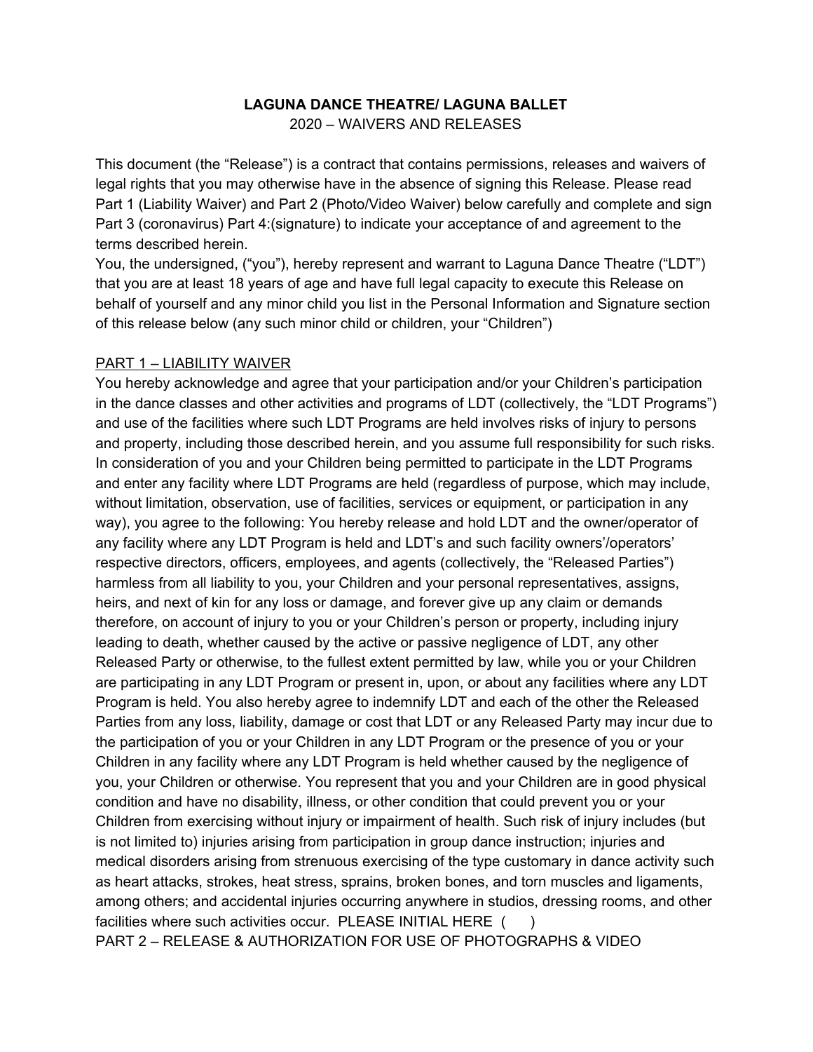**LAUGUNA DANCE THEATRE/ LAGUNA BALLET**

2020 – WAIVERS AND RELEASES

This document (the "Release") is a contract that contains permissions, releases and waivers of legal rights that you may otherwise have in the absence of signing this Release. Please read Part 1 (Liability Waiver) and Part 2 (Photo/Video Waiver) below carefully and complete and sign Part 3 (coronavirus) Part 4:(signature) to indicate your acceptance of and agreement to the terms described herein.

You, the undersigned, ("you"), hereby represent and warrant to Laguna Dance Theatre ("LDT") that you are at least 18 years of age and have full legal capacity to execute this Release on behalf of yourself and any minor child you list in the Personal Information and Signature section of this release below (any such minor child or children, your "Children")

PART 1 – LIABILITY WAIVER

You hereby acknowledge and agree that your participation and/or your Children's participation in the dance classes and other activities and programs of LDT (collectively, the "LDT Programs") and use of the facilities where such LDT Programs are held involves risks of injury to persons and property, including those described herein, and you assume full responsibility for such risks. In consideration of you and your Children being permitted to participate in the LDT Programs and enter any facility where LDT Programs are held (regardless of purpose, which may include, without limitation, observation, use of facilities, services or equipment, or participation in any way), you agree to the following: You hereby release and hold LDT and the owner/operator of any facility where any LDT Program is held and LDT's and such facility owners'/operators' respective directors, officers, employees, and agents (collectively, the "Released Parties") harmless from all liability to you, your Children and your personal representatives, assigns, heirs, and next of kin for any loss or damage, and forever give up any claim or demands therefore, on account of injury to you or your Children's person or property, including injury leading to death, whether caused by the active or passive negligence of LDT, any other Released Party or otherwise, to the fullest extent permitted by law, while you or your Children are participating in any LDT Program or present in, upon, or about any facilities where any LDT Program is held. You also hereby agree to indemnify LDT and each of the other the Released Parties from any loss, liability, damage or cost that LDT or any Released Party may incur due to the participation of you or your Children in any LDT Program or the presence of you or your Children in any facility where any LDT Program is held whether caused by the negligence of you, your Children or otherwise. You represent that you and your Children are in good physical condition and have no disability, illness, or other condition that could prevent you or your Children from exercising without injury or impairment of health. Such risk of injury includes (but is not limited to) injuries arising from participation in group dance instruction; injuries and medical disorders arising from strenuous exercising of the type customary in dance activity such as heart attacks, strokes, heat stress, sprains, broken bones, and torn muscles and ligaments, among others; and accidental injuries occurring anywhere in studios, dressing rooms, and other facilities where such activities occur. PLEASE INITIAL HERE (    )

PART 2 – RELEASE & AUTHORIZATION FOR USE OF PHOTOGRAPHS & VIDEO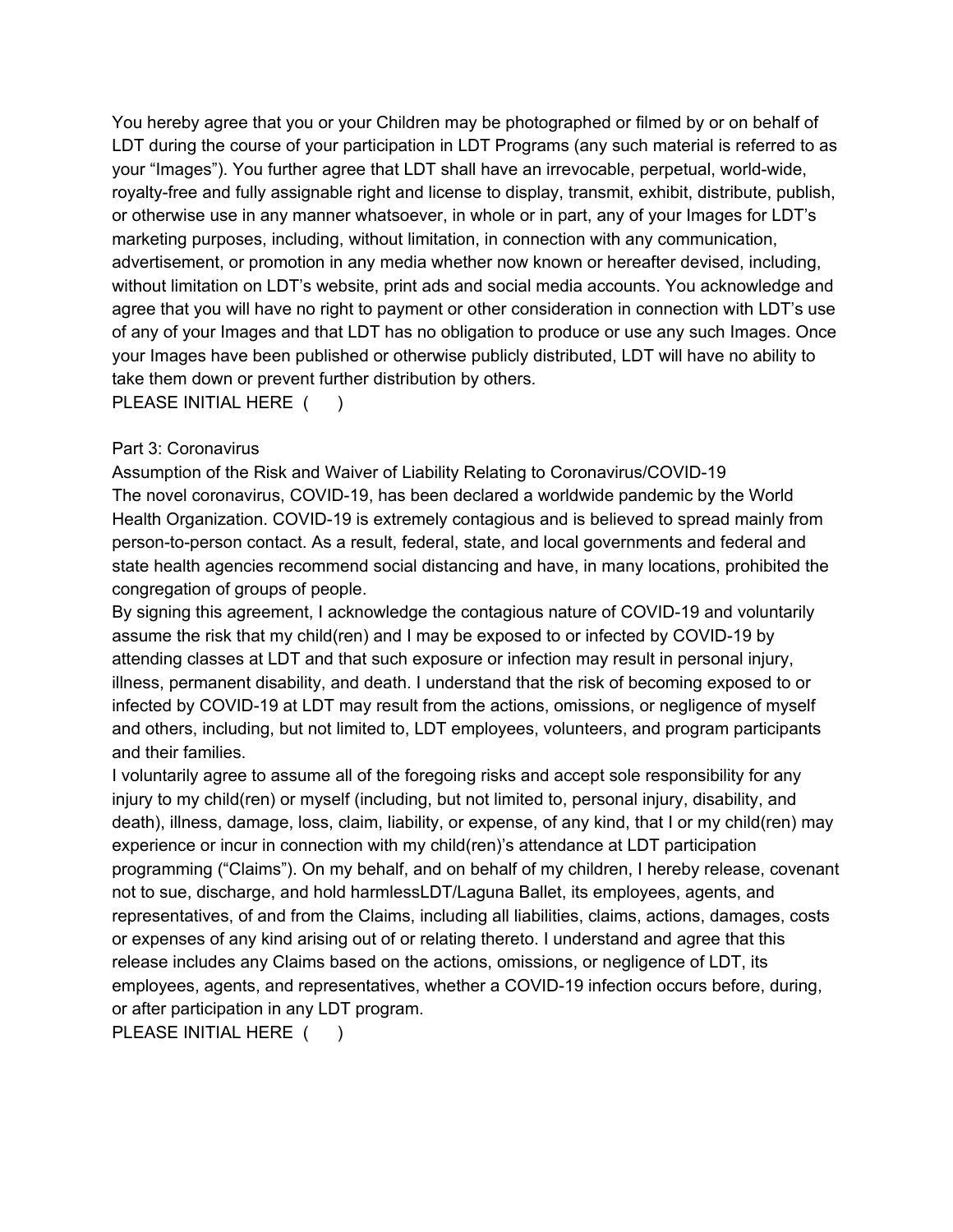You hereby agree that you or your Children may be photographed or filmed by or on behalf of LDT during the course of your participation in LDT Programs (any such material is referred to as your "Images"). You further agree that LDT shall have an irrevocable, perpetual, world-wide, royalty-free and fully assignable right and license to display, transmit, exhibit, distribute, publish, or otherwise use in any manner whatsoever, in whole or in part, any of your Images for LDT's marketing purposes, including, without limitation, in connection with any communication, advertisement, or promotion in any media whether now known or hereafter devised, including, without limitation on LDT's website, print ads and social media accounts. You acknowledge and agree that you will have no right to payment or other consideration in connection with LDT's use of any of your Images and that LDT has no obligation to produce or use any such Images. Once your Images have been published or otherwise publicly distributed, LDT will have no ability to take them down or prevent further distribution by others.
PLEASE INITIAL HERE (    )

Part 3: Coronavirus

Assumption of the Risk and Waiver of Liability Relating to Coronavirus/COVID-19

The novel coronavirus, COVID-19, has been declared a worldwide pandemic by the World Health Organization. COVID-19 is extremely contagious and is believed to spread mainly from person-to-person contact. As a result, federal, state, and local governments and federal and state health agencies recommend social distancing and have, in many locations, prohibited the congregation of groups of people.

By signing this agreement, I acknowledge the contagious nature of COVID-19 and voluntarily assume the risk that my child(ren) and I may be exposed to or infected by COVID-19 by attending classes at LDT and that such exposure or infection may result in personal injury, illness, permanent disability, and death. I understand that the risk of becoming exposed to or infected by COVID-19 at LDT may result from the actions, omissions, or negligence of myself and others, including, but not limited to, LDT employees, volunteers, and program participants and their families.

I voluntarily agree to assume all of the foregoing risks and accept sole responsibility for any injury to my child(ren) or myself (including, but not limited to, personal injury, disability, and death), illness, damage, loss, claim, liability, or expense, of any kind, that I or my child(ren) may experience or incur in connection with my child(ren)'s attendance at LDT participation programming ("Claims"). On my behalf, and on behalf of my children, I hereby release, covenant not to sue, discharge, and hold harmlessLDT/Laguna Ballet, its employees, agents, and representatives, of and from the Claims, including all liabilities, claims, actions, damages, costs or expenses of any kind arising out of or relating thereto. I understand and agree that this release includes any Claims based on the actions, omissions, or negligence of LDT, its employees, agents, and representatives, whether a COVID-19 infection occurs before, during, or after participation in any LDT program.
PLEASE INITIAL HERE (    )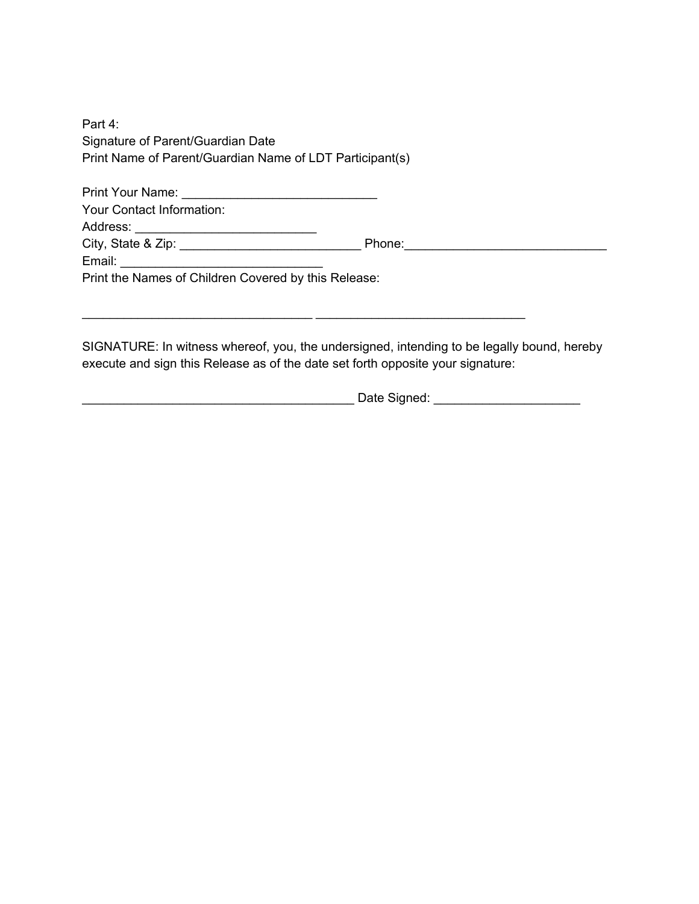Part 4:
Signature of Parent/Guardian Date
Print Name of Parent/Guardian Name of LDT Participant(s)

Print Your Name: ____________________________
Your Contact Information:
Address: __________________________
City, State & Zip: __________________________ Phone:_____________________________
Email: _____________________________
Print the Names of Children Covered by this Release:

_________________________________ ______________________________

SIGNATURE: In witness whereof, you, the undersigned, intending to be legally bound, hereby execute and sign this Release as of the date set forth opposite your signature:

_______________________________________ Date Signed: _____________________